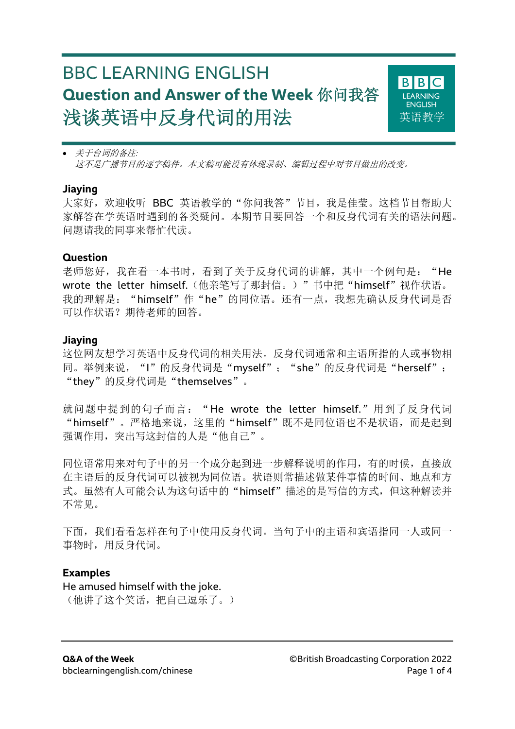# BBC LEARNING ENGLISH

## Question and Answer of the Week 你问我答

## 浅谈英语中反身代词的用法

- *关于台词的备注:*
  *这不是广播节目的逐字稿件。本文稿可能没有体现录制、编辑过程中对节目做出的改变。*

**Jiaying**

大家好，欢迎收听 BBC 英语教学的“你问我答”节目，我是佳莹。这档节目帮助大家解答在学英语时遇到的各类疑问。本期节目要回答一个和反身代词有关的语法问题。问题请我的同事来帮忙代读。

**Question**

老师您好，我在看一本书时，看到了关于反身代词的讲解，其中一个例句是：“He wrote the letter himself.（他亲笔写了那封信。）”书中把“himself”视作状语。我的理解是：“himself”作“he”的同位语。还有一点，我想先确认反身代词是否可以作状语？期待老师的回答。

**Jiaying**

这位网友想学习英语中反身代词的相关用法。反身代词通常和主语所指的人或事物相同。举例来说，“I”的反身代词是“myself”；“she”的反身代词是“herself”；“they”的反身代词是“themselves”。

就问题中提到的句子而言：“He wrote the letter himself.”用到了反身代词“himself”。严格地来说，这里的“himself”既不是同位语也不是状语，而是起到强调作用，突出写这封信的人是“他自己”。

同位语常用来对句子中的另一个成分起到进一步解释说明的作用，有的时候，直接放在主语后的反身代词可以被视为同位语。状语则常描述做某件事情的时间、地点和方式。虽然有人可能会认为这句话中的“himself”描述的是写信的方式，但这种解读并不常见。

下面，我们看看怎样在句子中使用反身代词。当句子中的主语和宾语指同一人或同一事物时，用反身代词。

**Examples**

He amused himself with the joke.
（他讲了这个笑话，把自己逗乐了。）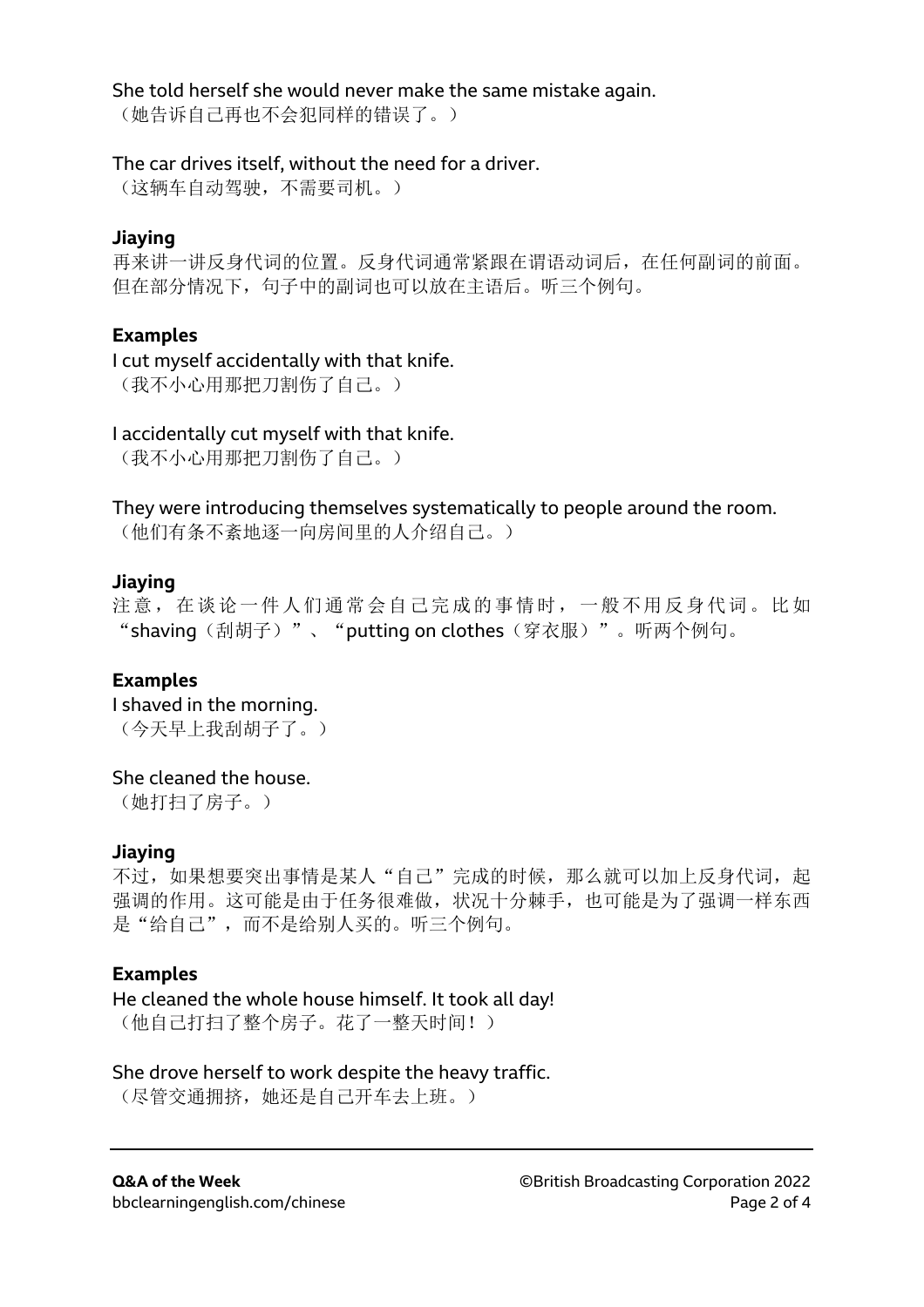She told herself she would never make the same mistake again.
（她告诉自己再也不会犯同样的错误了。）

The car drives itself, without the need for a driver.
（这辆车自动驾驶，不需要司机。）

**Jiaying**
再来讲一讲反身代词的位置。反身代词通常紧跟在谓语动词后，在任何副词的前面。但在部分情况下，句子中的副词也可以放在主语后。听三个例句。

**Examples**
I cut myself accidentally with that knife.
（我不小心用那把刀割伤了自己。）

I accidentally cut myself with that knife.
（我不小心用那把刀割伤了自己。）

They were introducing themselves systematically to people around the room.
（他们有条不紊地逐一向房间里的人介绍自己。）

**Jiaying**
注意，在谈论一件人们通常会自己完成的事情时，一般不用反身代词。比如“shaving（刮胡子）”、“putting on clothes（穿衣服）”。听两个例句。

**Examples**
I shaved in the morning.
（今天早上我刮胡子了。）

She cleaned the house.
（她打扫了房子。）

**Jiaying**
不过，如果想要突出事情是某人“自己”完成的时候，那么就可以加上反身代词，起强调的作用。这可能是由于任务很难做，状况十分棘手，也可能是为了强调一样东西是“给自己”，而不是给别人买的。听三个例句。

**Examples**
He cleaned the whole house himself. It took all day!
（他自己打扫了整个房子。花了一整天时间！）

She drove herself to work despite the heavy traffic.
（尽管交通拥挤，她还是自己开车去上班。）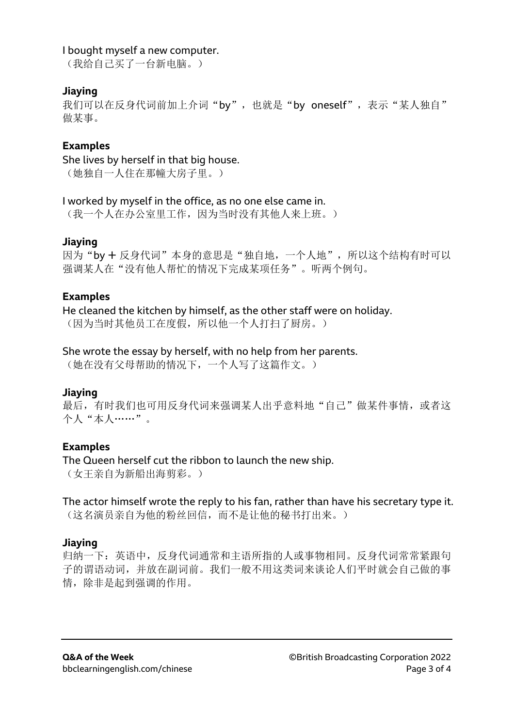I bought myself a new computer.
（我给自己买了一台新电脑。）

**Jiaying**

我们可以在反身代词前加上介词“by”，也就是“by oneself”，表示“某人独自”做某事。

**Examples**

She lives by herself in that big house.
（她独自一人住在那幢大房子里。）

I worked by myself in the office, as no one else came in.
（我一个人在办公室里工作，因为当时没有其他人来上班。）

**Jiaying**

因为“by + 反身代词”本身的意思是“独自地，一个人地”，所以这个结构有时可以强调某人在“没有他人帮忙的情况下完成某项任务”。听两个例句。

**Examples**

He cleaned the kitchen by himself, as the other staff were on holiday.
（因为当时其他员工在度假，所以他一个人打扫了厨房。）

She wrote the essay by herself, with no help from her parents.
（她在没有父母帮助的情况下，一个人写了这篇作文。）

**Jiaying**

最后，有时我们也可用反身代词来强调某人出乎意料地“自己”做某件事情，或者这个人“本人……”。

**Examples**

The Queen herself cut the ribbon to launch the new ship.
（女王亲自为新船出海剪彩。）

The actor himself wrote the reply to his fan, rather than have his secretary type it.
（这名演员亲自为他的粉丝回信，而不是让他的秘书打出来。）

**Jiaying**

归纳一下：英语中，反身代词通常和主语所指的人或事物相同。反身代词常常紧跟句子的谓语动词，并放在副词前。我们一般不用这类词来谈论人们平时就会自己做的事情，除非是起到强调的作用。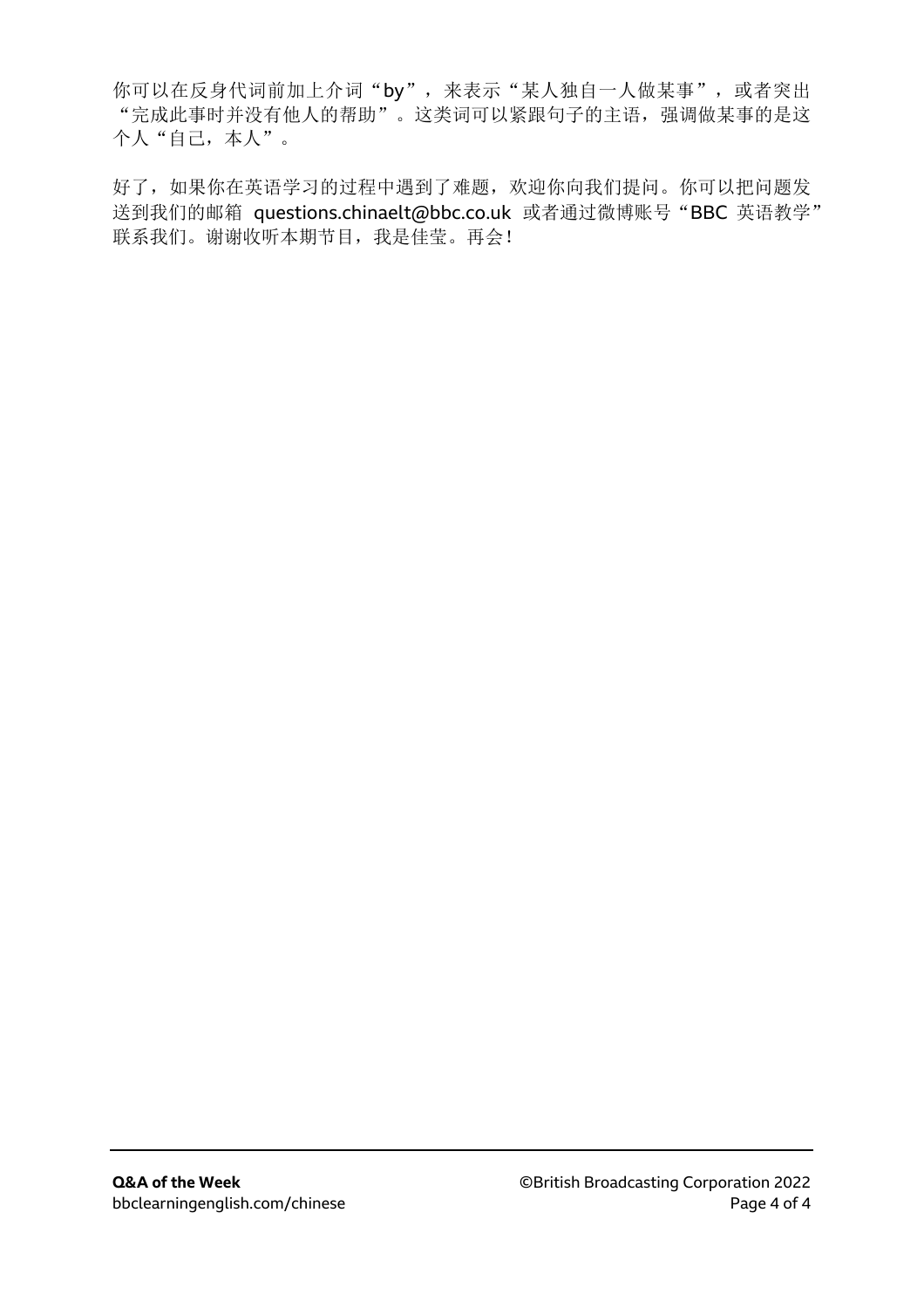你可以在反身代词前加上介词“by”，来表示“某人独自一人做某事”，或者突出“完成此事时并没有他人的帮助”。这类词可以紧跟句子的主语，强调做某事的是这个人“自己，本人”。

好了，如果你在英语学习的过程中遇到了难题，欢迎你向我们提问。你可以把问题发送到我们的邮箱 questions.chinaelt@bbc.co.uk 或者通过微博账号“BBC 英语教学”联系我们。谢谢收听本期节目，我是佳莹。再会！